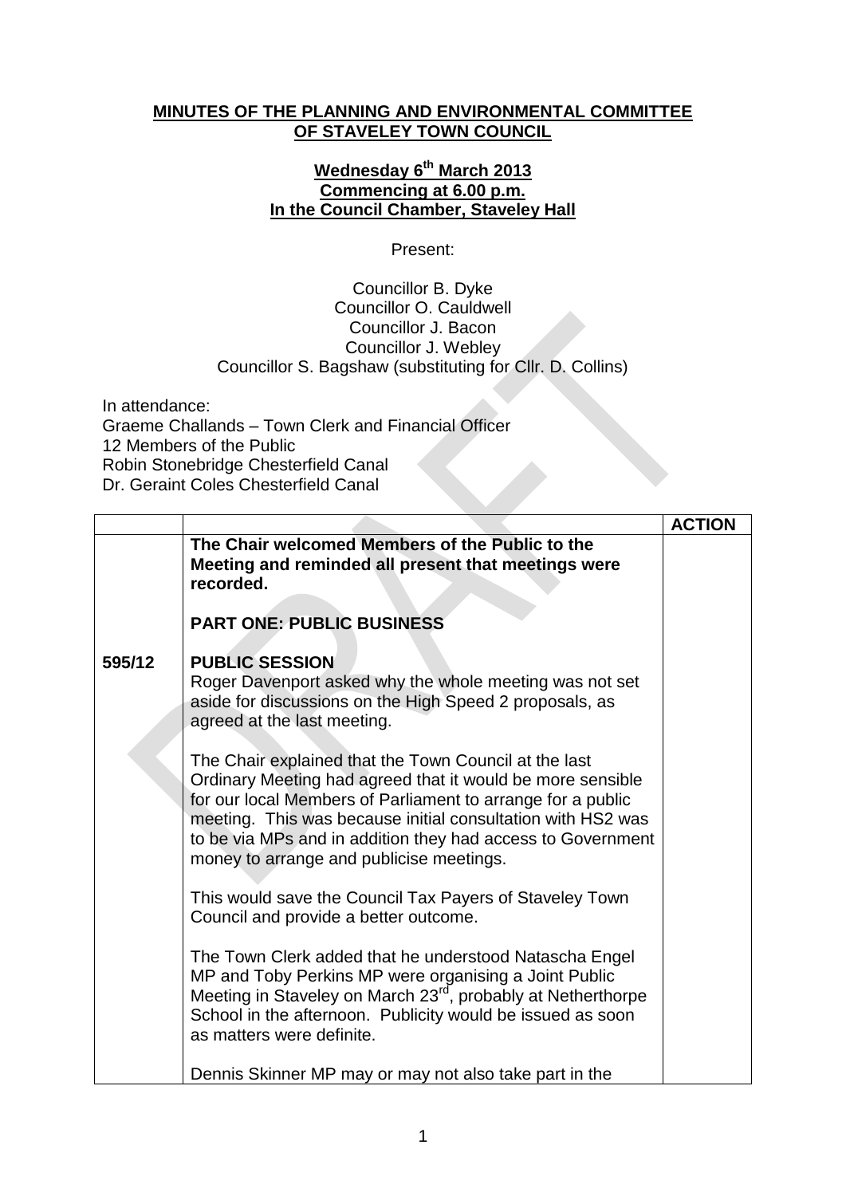**MINUTES OF THE PLANNING AND ENVIRONMENTAL COMMITTEE OF STAVELEY TOWN COUNCIL**

**Wednesday 6th March 2013**
**Commencing at 6.00 p.m.**
**In the Council Chamber, Staveley Hall**

Present:

Councillor B. Dyke
Councillor O. Cauldwell
Councillor J. Bacon
Councillor J. Webley
Councillor S. Bagshaw (substituting for Cllr. D. Collins)

In attendance:
Graeme Challands – Town Clerk and Financial Officer
12 Members of the Public
Robin Stonebridge Chesterfield Canal
Dr. Geraint Coles Chesterfield Canal

| | | ACTION |
|---|---|---|
| | **The Chair welcomed Members of the Public to the Meeting and reminded all present that meetings were recorded.**<br><br>**PART ONE: PUBLIC BUSINESS** | |
| **595/12** | **PUBLIC SESSION**<br>Roger Davenport asked why the whole meeting was not set aside for discussions on the High Speed 2 proposals, as agreed at the last meeting.<br><br>The Chair explained that the Town Council at the last Ordinary Meeting had agreed that it would be more sensible for our local Members of Parliament to arrange for a public meeting. This was because initial consultation with HS2 was to be via MPs and in addition they had access to Government money to arrange and publicise meetings.<br><br>This would save the Council Tax Payers of Staveley Town Council and provide a better outcome.<br><br>The Town Clerk added that he understood Natascha Engel MP and Toby Perkins MP were organising a Joint Public Meeting in Staveley on March 23rd, probably at Netherthorpe School in the afternoon. Publicity would be issued as soon as matters were definite.<br><br>Dennis Skinner MP may or may not also take part in the | |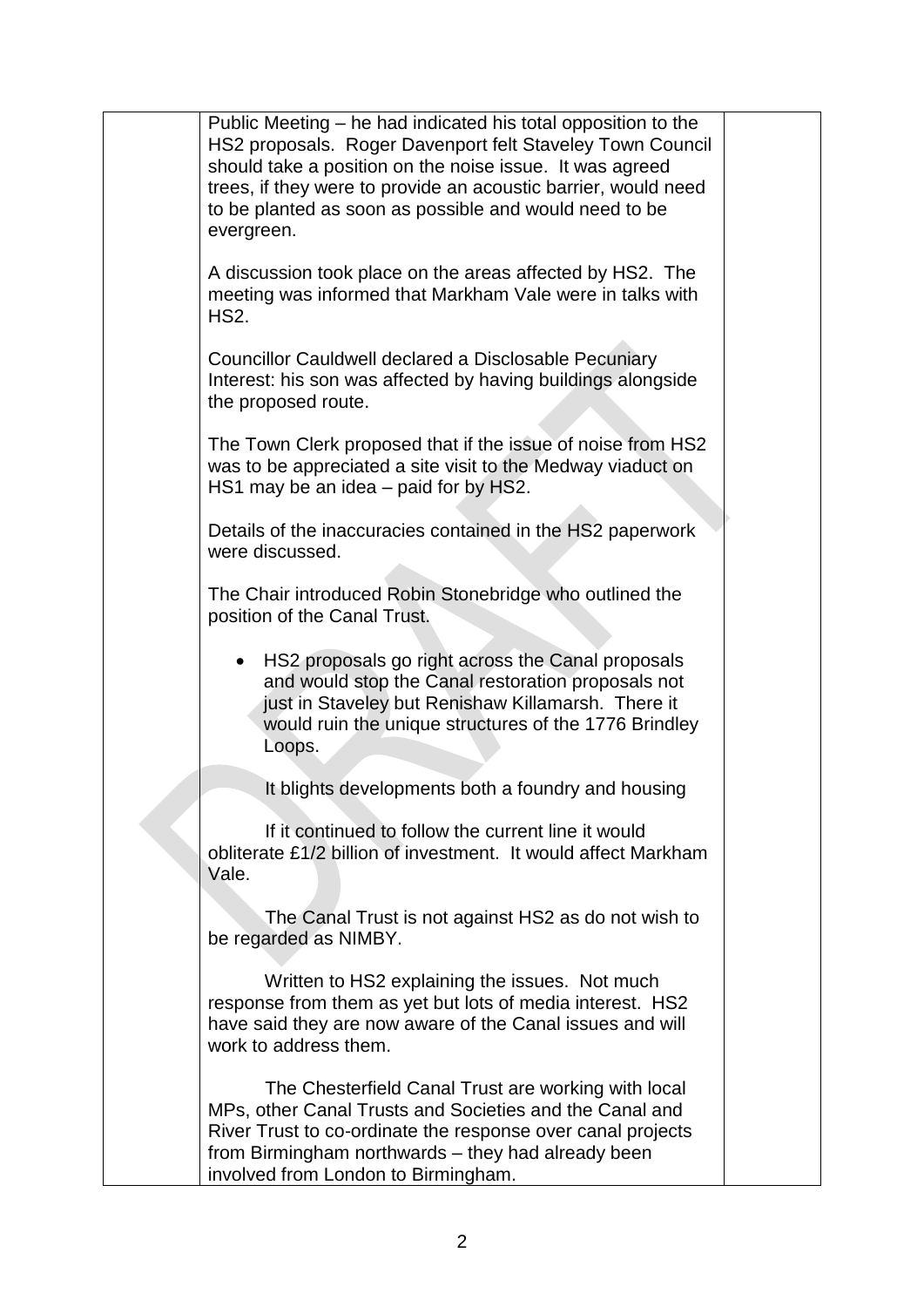Public Meeting – he had indicated his total opposition to the HS2 proposals. Roger Davenport felt Staveley Town Council should take a position on the noise issue. It was agreed trees, if they were to provide an acoustic barrier, would need to be planted as soon as possible and would need to be evergreen.

A discussion took place on the areas affected by HS2. The meeting was informed that Markham Vale were in talks with HS2.

Councillor Cauldwell declared a Disclosable Pecuniary Interest: his son was affected by having buildings alongside the proposed route.

The Town Clerk proposed that if the issue of noise from HS2 was to be appreciated a site visit to the Medway viaduct on HS1 may be an idea – paid for by HS2.

Details of the inaccuracies contained in the HS2 paperwork were discussed.

The Chair introduced Robin Stonebridge who outlined the position of the Canal Trust.

- HS2 proposals go right across the Canal proposals and would stop the Canal restoration proposals not just in Staveley but Renishaw Killamarsh. There it would ruin the unique structures of the 1776 Brindley Loops.

It blights developments both a foundry and housing

If it continued to follow the current line it would obliterate £1/2 billion of investment. It would affect Markham Vale.

The Canal Trust is not against HS2 as do not wish to be regarded as NIMBY.

Written to HS2 explaining the issues. Not much response from them as yet but lots of media interest. HS2 have said they are now aware of the Canal issues and will work to address them.

The Chesterfield Canal Trust are working with local MPs, other Canal Trusts and Societies and the Canal and River Trust to co-ordinate the response over canal projects from Birmingham northwards – they had already been involved from London to Birmingham.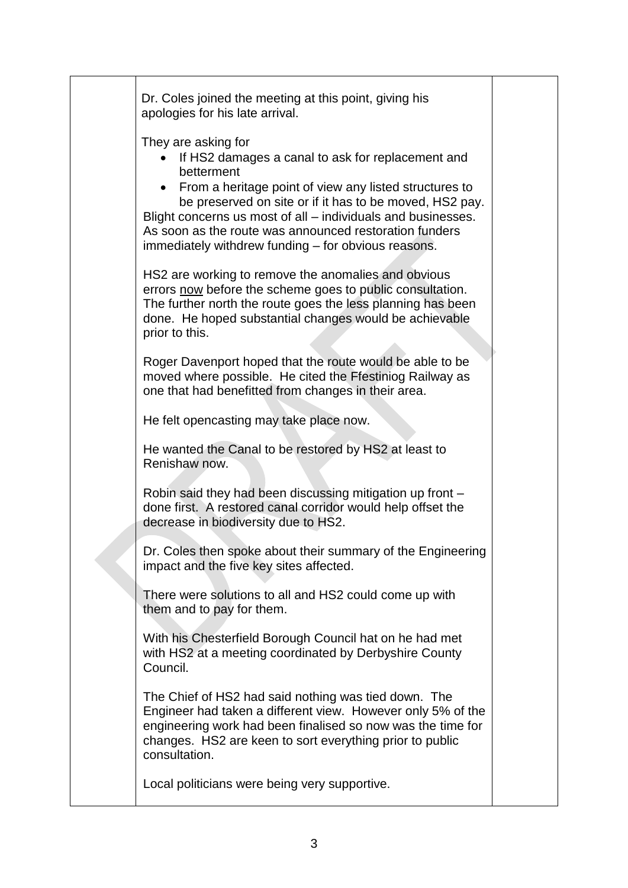Dr. Coles joined the meeting at this point, giving his apologies for his late arrival.

They are asking for

- If HS2 damages a canal to ask for replacement and betterment
- From a heritage point of view any listed structures to be preserved on site or if it has to be moved, HS2 pay.

Blight concerns us most of all – individuals and businesses. As soon as the route was announced restoration funders immediately withdrew funding – for obvious reasons.

HS2 are working to remove the anomalies and obvious errors now before the scheme goes to public consultation. The further north the route goes the less planning has been done. He hoped substantial changes would be achievable prior to this.

Roger Davenport hoped that the route would be able to be moved where possible. He cited the Ffestiniog Railway as one that had benefitted from changes in their area.

He felt opencasting may take place now.

He wanted the Canal to be restored by HS2 at least to Renishaw now.

Robin said they had been discussing mitigation up front – done first. A restored canal corridor would help offset the decrease in biodiversity due to HS2.

Dr. Coles then spoke about their summary of the Engineering impact and the five key sites affected.

There were solutions to all and HS2 could come up with them and to pay for them.

With his Chesterfield Borough Council hat on he had met with HS2 at a meeting coordinated by Derbyshire County Council.

The Chief of HS2 had said nothing was tied down. The Engineer had taken a different view. However only 5% of the engineering work had been finalised so now was the time for changes. HS2 are keen to sort everything prior to public consultation.

Local politicians were being very supportive.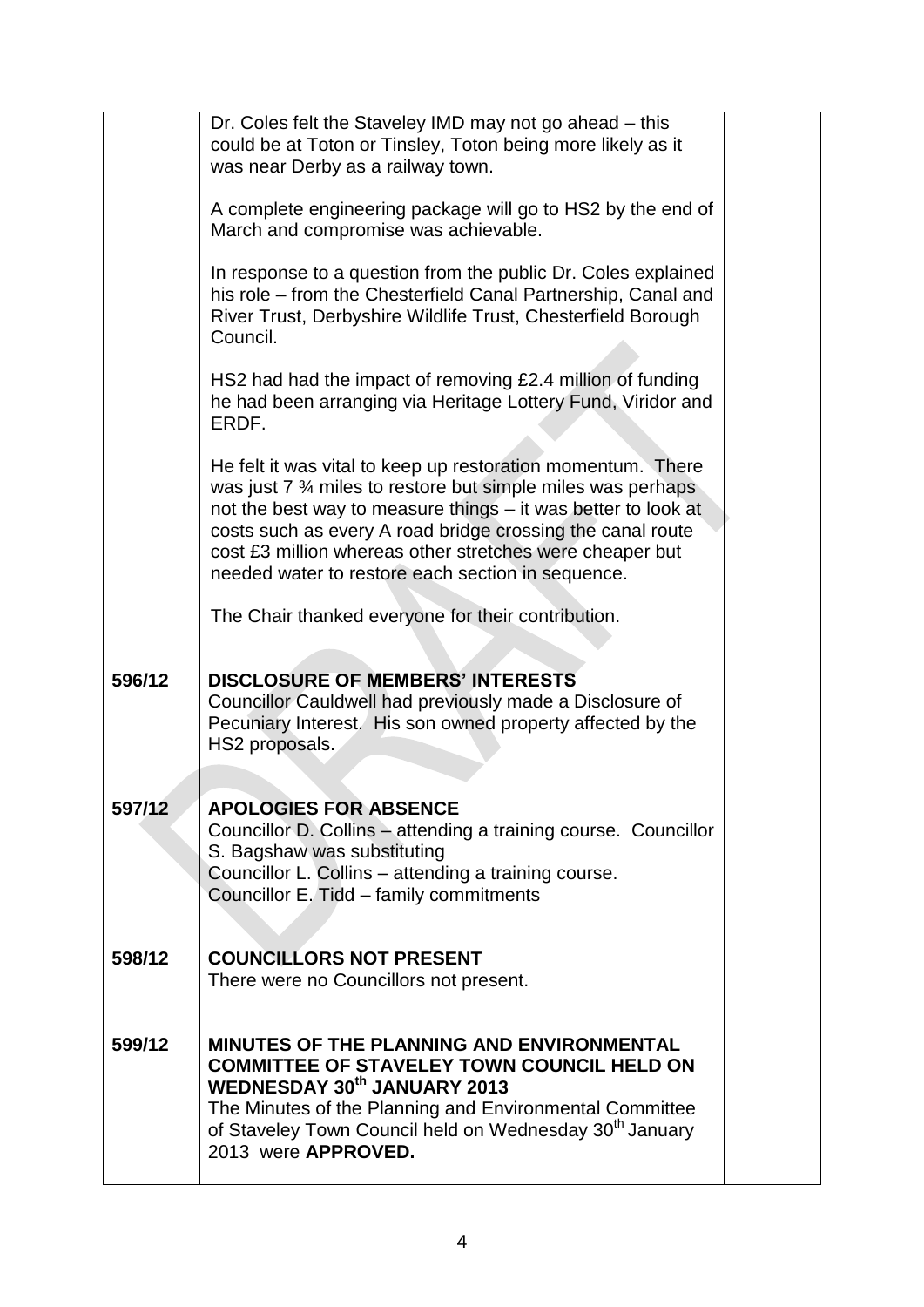Dr. Coles felt the Staveley IMD may not go ahead – this could be at Toton or Tinsley, Toton being more likely as it was near Derby as a railway town.

A complete engineering package will go to HS2 by the end of March and compromise was achievable.

In response to a question from the public Dr. Coles explained his role – from the Chesterfield Canal Partnership, Canal and River Trust, Derbyshire Wildlife Trust, Chesterfield Borough Council.

HS2 had had the impact of removing £2.4 million of funding he had been arranging via Heritage Lottery Fund, Viridor and ERDF.

He felt it was vital to keep up restoration momentum. There was just 7 ¾ miles to restore but simple miles was perhaps not the best way to measure things – it was better to look at costs such as every A road bridge crossing the canal route cost £3 million whereas other stretches were cheaper but needed water to restore each section in sequence.

The Chair thanked everyone for their contribution.

**596/12 DISCLOSURE OF MEMBERS' INTERESTS**

Councillor Cauldwell had previously made a Disclosure of Pecuniary Interest. His son owned property affected by the HS2 proposals.

**597/12 APOLOGIES FOR ABSENCE**

Councillor D. Collins – attending a training course. Councillor S. Bagshaw was substituting
Councillor L. Collins – attending a training course.
Councillor E. Tidd – family commitments

**598/12 COUNCILLORS NOT PRESENT**

There were no Councillors not present.

**599/12 MINUTES OF THE PLANNING AND ENVIRONMENTAL COMMITTEE OF STAVELEY TOWN COUNCIL HELD ON WEDNESDAY 30th JANUARY 2013**

The Minutes of the Planning and Environmental Committee of Staveley Town Council held on Wednesday 30th January 2013 were **APPROVED.**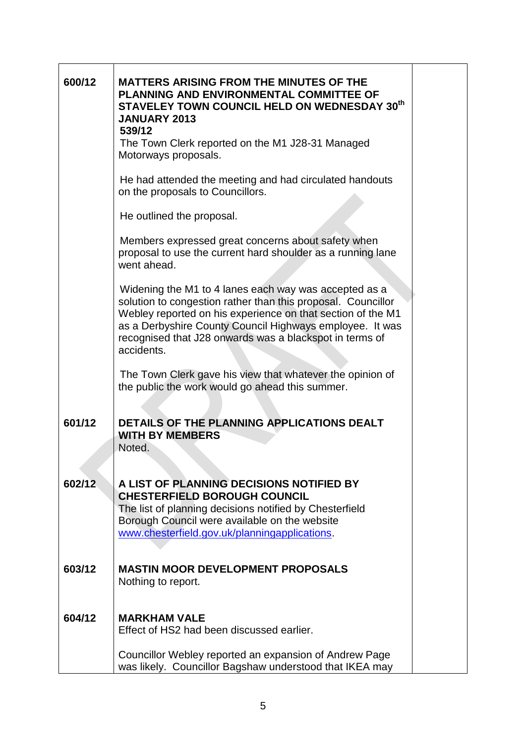| | | |
|---|---|---|
| **600/12** | **MATTERS ARISING FROM THE MINUTES OF THE PLANNING AND ENVIRONMENTAL COMMITTEE OF STAVELEY TOWN COUNCIL HELD ON WEDNESDAY 30th JANUARY 2013**<br>**539/12**<br>The Town Clerk reported on the M1 J28-31 Managed Motorways proposals.<br><br>He had attended the meeting and had circulated handouts on the proposals to Councillors.<br><br>He outlined the proposal.<br><br>Members expressed great concerns about safety when proposal to use the current hard shoulder as a running lane went ahead.<br><br>Widening the M1 to 4 lanes each way was accepted as a solution to congestion rather than this proposal. Councillor Webley reported on his experience on that section of the M1 as a Derbyshire County Council Highways employee. It was recognised that J28 onwards was a blackspot in terms of accidents.<br><br>The Town Clerk gave his view that whatever the opinion of the public the work would go ahead this summer. | |
| **601/12** | **DETAILS OF THE PLANNING APPLICATIONS DEALT WITH BY MEMBERS**<br>Noted. | |
| **602/12** | **A LIST OF PLANNING DECISIONS NOTIFIED BY CHESTERFIELD BOROUGH COUNCIL**<br>The list of planning decisions notified by Chesterfield Borough Council were available on the website www.chesterfield.gov.uk/planningapplications. | |
| **603/12** | **MASTIN MOOR DEVELOPMENT PROPOSALS**<br>Nothing to report. | |
| **604/12** | **MARKHAM VALE**<br>Effect of HS2 had been discussed earlier.<br><br>Councillor Webley reported an expansion of Andrew Page was likely. Councillor Bagshaw understood that IKEA may | |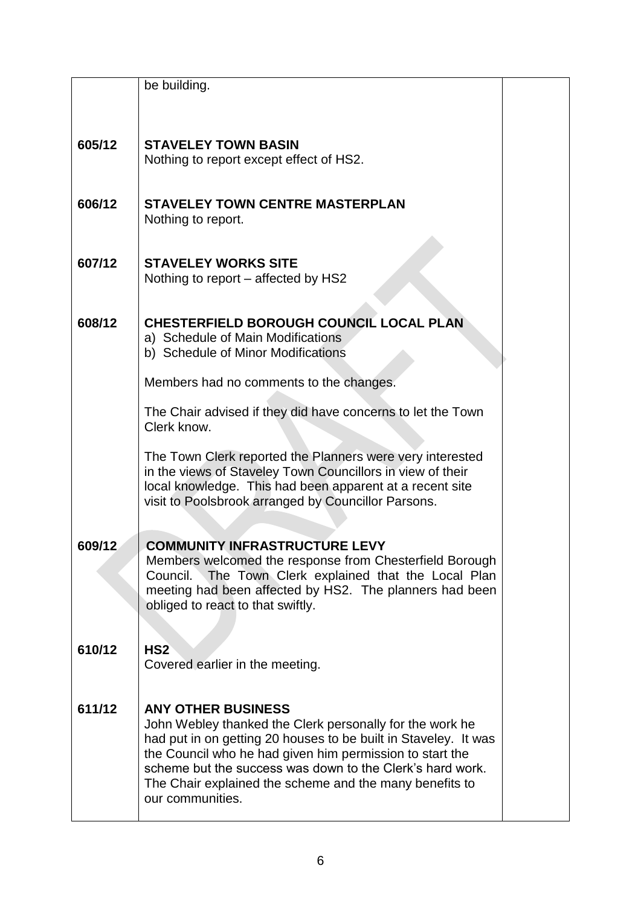| | | |
|---|---|---|
| | be building. | |
| **605/12** | **STAVELEY TOWN BASIN**<br>Nothing to report except effect of HS2. | |
| **606/12** | **STAVELEY TOWN CENTRE MASTERPLAN**<br>Nothing to report. | |
| **607/12** | **STAVELEY WORKS SITE**<br>Nothing to report – affected by HS2 | |
| **608/12** | **CHESTERFIELD BOROUGH COUNCIL LOCAL PLAN**<br>a) Schedule of Main Modifications<br>b) Schedule of Minor Modifications<br><br>Members had no comments to the changes.<br><br>The Chair advised if they did have concerns to let the Town Clerk know.<br><br>The Town Clerk reported the Planners were very interested in the views of Staveley Town Councillors in view of their local knowledge. This had been apparent at a recent site visit to Poolsbrook arranged by Councillor Parsons. | |
| **609/12** | **COMMUNITY INFRASTRUCTURE LEVY**<br>Members welcomed the response from Chesterfield Borough Council. The Town Clerk explained that the Local Plan meeting had been affected by HS2. The planners had been obliged to react to that swiftly. | |
| **610/12** | **HS2**<br>Covered earlier in the meeting. | |
| **611/12** | **ANY OTHER BUSINESS**<br>John Webley thanked the Clerk personally for the work he had put in on getting 20 houses to be built in Staveley. It was the Council who he had given him permission to start the scheme but the success was down to the Clerk's hard work. The Chair explained the scheme and the many benefits to our communities. | |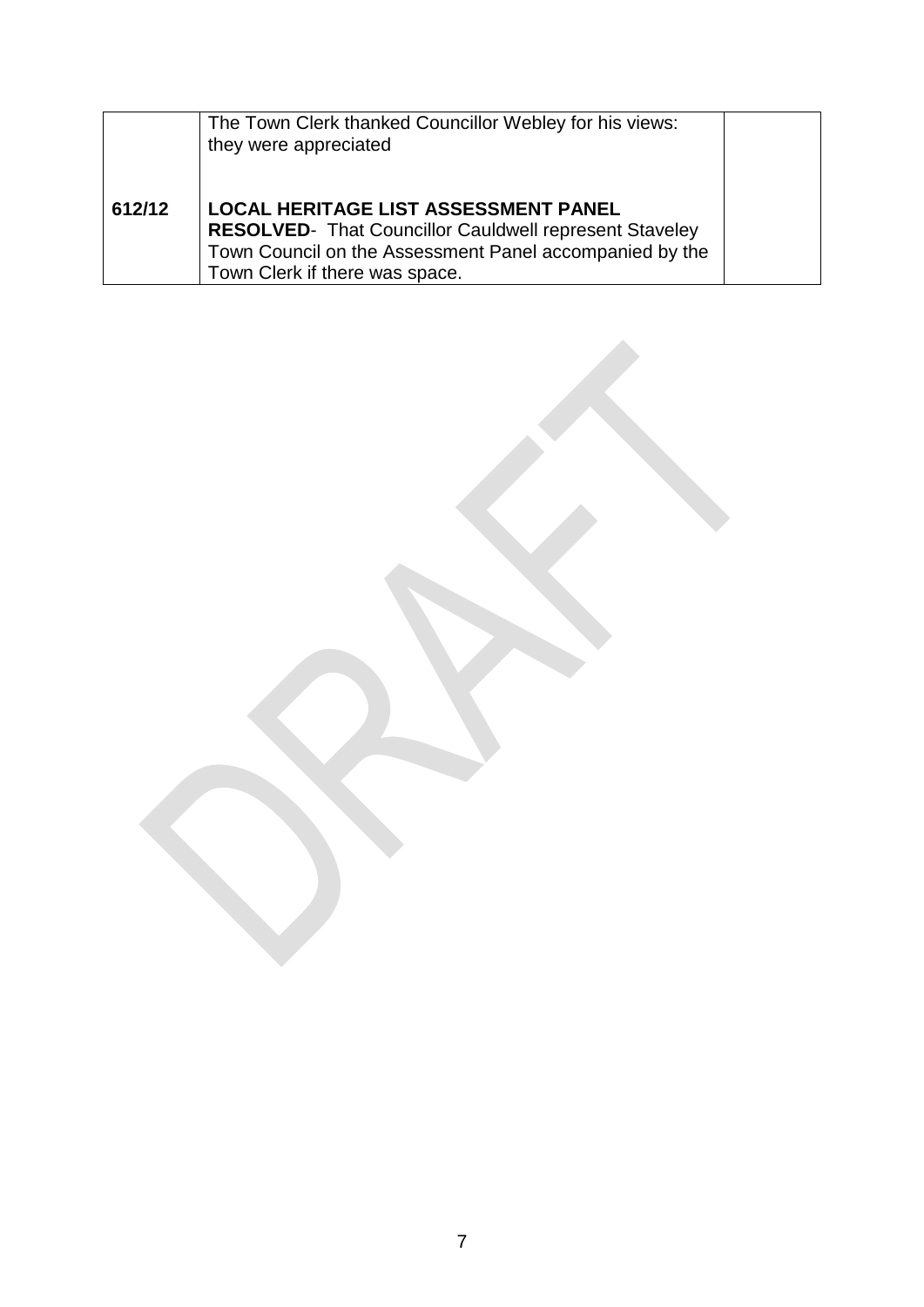| | | |
|---|---|---|
| | The Town Clerk thanked Councillor Webley for his views: they were appreciated | |
| **612/12** | **LOCAL HERITAGE LIST ASSESSMENT PANEL**<br>**RESOLVED**- That Councillor Cauldwell represent Staveley Town Council on the Assessment Panel accompanied by the Town Clerk if there was space. | |

DRAFT